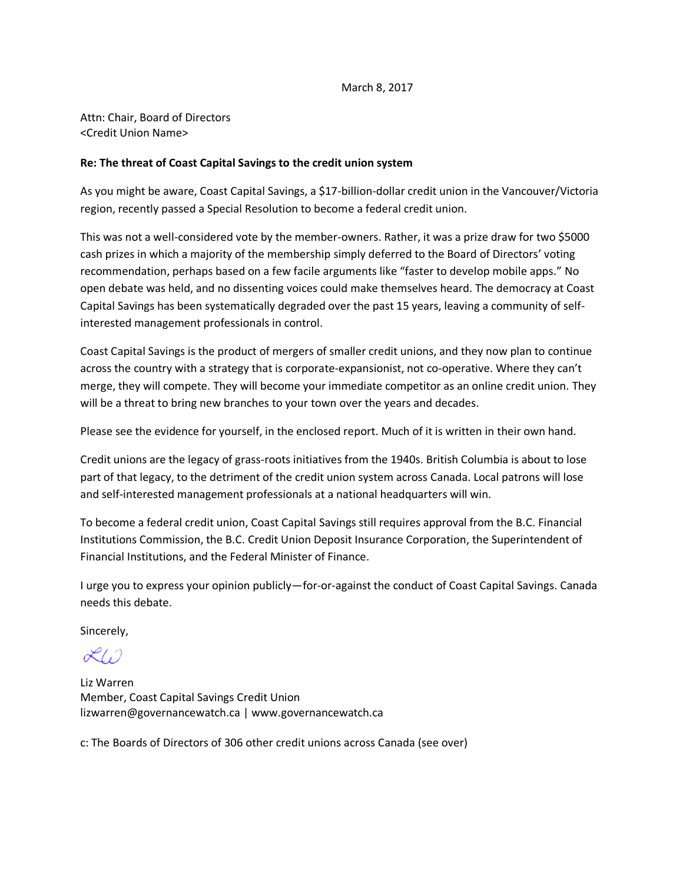March 8, 2017

Attn: Chair, Board of Directors
<Credit Union Name>

**Re: The threat of Coast Capital Savings to the credit union system**

As you might be aware, Coast Capital Savings, a $17-billion-dollar credit union in the Vancouver/Victoria region, recently passed a Special Resolution to become a federal credit union.

This was not a well-considered vote by the member-owners. Rather, it was a prize draw for two $5000 cash prizes in which a majority of the membership simply deferred to the Board of Directors' voting recommendation, perhaps based on a few facile arguments like "faster to develop mobile apps." No open debate was held, and no dissenting voices could make themselves heard. The democracy at Coast Capital Savings has been systematically degraded over the past 15 years, leaving a community of self-interested management professionals in control.

Coast Capital Savings is the product of mergers of smaller credit unions, and they now plan to continue across the country with a strategy that is corporate-expansionist, not co-operative. Where they can't merge, they will compete. They will become your immediate competitor as an online credit union. They will be a threat to bring new branches to your town over the years and decades.

Please see the evidence for yourself, in the enclosed report. Much of it is written in their own hand.

Credit unions are the legacy of grass-roots initiatives from the 1940s. British Columbia is about to lose part of that legacy, to the detriment of the credit union system across Canada. Local patrons will lose and self-interested management professionals at a national headquarters will win.

To become a federal credit union, Coast Capital Savings still requires approval from the B.C. Financial Institutions Commission, the B.C. Credit Union Deposit Insurance Corporation, the Superintendent of Financial Institutions, and the Federal Minister of Finance.

I urge you to express your opinion publicly—for-or-against the conduct of Coast Capital Savings. Canada needs this debate.

Sincerely,

LW

Liz Warren
Member, Coast Capital Savings Credit Union
lizwarren@governancewatch.ca | www.governancewatch.ca

c: The Boards of Directors of 306 other credit unions across Canada (see over)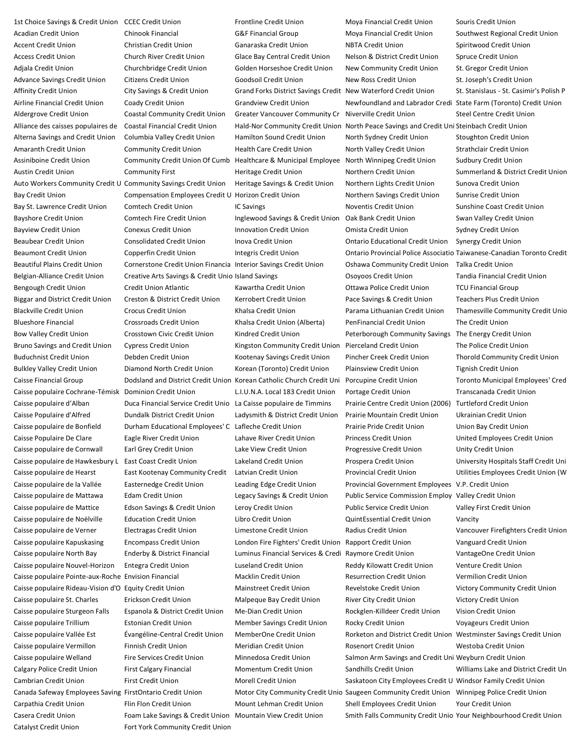1st Choice Savings & Credit Union
Acadian Credit Union
Accent Credit Union
Access Credit Union
Adjala Credit Union
Advance Savings Credit Union
Affinity Credit Union
Airline Financial Credit Union
Aldergrove Credit Union
Alliance des caisses populaires de
Alterna Savings and Credit Union
Amaranth Credit Union
Assiniboine Credit Union
Austin Credit Union
Auto Workers Community Credit U
Bay Credit Union
Bay St. Lawrence Credit Union
Bayshore Credit Union
Bayview Credit Union
Beaubear Credit Union
Beaumont Credit Union
Beautiful Plains Credit Union
Belgian-Alliance Credit Union
Bengough Credit Union
Biggar and District Credit Union
Blackville Credit Union
Blueshore Financial
Bow Valley Credit Union
Bruno Savings and Credit Union
Buduchnist Credit Union
Bulkley Valley Credit Union
Caisse Financial Group
Caisse populaire Cochrane-Témisk
Caisse populaire d'Alban
Caisse Populaire d'Alfred
Caisse populaire de Bonfield
Caisse Populaire De Clare
Caisse populaire de Cornwall
Caisse populaire de Hawkesbury L
Caisse populaire de Hearst
Caisse populaire de la Vallée
Caisse populaire de Mattawa
Caisse populaire de Mattice
Caisse populaire de Noëlville
Caisse populaire de Verner
Caisse populaire Kapuskasing
Caisse populaire North Bay
Caisse populaire Nouvel-Horizon
Caisse populaire Pointe-aux-Roche
Caisse populaire Rideau-Vision d'O
Caisse populaire St. Charles
Caisse populaire Sturgeon Falls
Caisse populaire Trillium
Caisse populaire Vallée Est
Caisse populaire Vermillon
Caisse populaire Welland
Calgary Police Credit Union
Cambrian Credit Union
Canada Safeway Employees Saving
Carpathia Credit Union
Casera Credit Union
Catalyst Credit Union
CCEC Credit Union
Chinook Financial
Christian Credit Union
Church River Credit Union
Churchbridge Credit Union
Citizens Credit Union
City Savings & Credit Union
Coady Credit Union
Coastal Community Credit Union
Coastal Financial Credit Union
Columbia Valley Credit Union
Community Credit Union
Community Credit Union Of Cumb
Community First
Community Savings Credit Union
Compensation Employees Credit U
Comtech Credit Union
Comtech Fire Credit Union
Conexus Credit Union
Consolidated Credit Union
Copperfin Credit Union
Cornerstone Credit Union Financia
Creative Arts Savings & Credit Unio
Credit Union Atlantic
Creston & District Credit Union
Crocus Credit Union
Crossroads Credit Union
Crosstown Civic Credit Union
Cypress Credit Union
Debden Credit Union
Diamond North Credit Union
Dodsland and District Credit Union
Dominion Credit Union
Duca Financial Service Credit Unio
Dundalk District Credit Union
Durham Educational Employees' C
Eagle River Credit Union
Earl Grey Credit Union
East Coast Credit Union
East Kootenay Community Credit
Easternedge Credit Union
Edam Credit Union
Edson Savings & Credit Union
Education Credit Union
Electragas Credit Union
Encompass Credit Union
Enderby & District Financial
Entegra Credit Union
Envision Financial
Equity Credit Union
Erickson Credit Union
Espanola & District Credit Union
Estonian Credit Union
Évangéline-Central Credit Union
Finnish Credit Union
Fire Services Credit Union
First Calgary Financial
First Credit Union
FirstOntario Credit Union
Flin Flon Credit Union
Foam Lake Savings & Credit Union
Fort York Community Credit Union
Frontline Credit Union
G&F Financial Group
Ganaraska Credit Union
Glace Bay Central Credit Union
Golden Horseshoe Credit Union
Goodsoil Credit Union
Grand Forks District Savings Credit
Grandview Credit Union
Greater Vancouver Community Cr
Hald-Nor Community Credit Union
Hamilton Sound Credit Union
Health Care Credit Union
Healthcare & Municipal Employee
Heritage Credit Union
Heritage Savings & Credit Union
Horizon Credit Union
IC Savings
Inglewood Savings & Credit Union
Innovation Credit Union
Inova Credit Union
Integris Credit Union
Interior Savings Credit Union
Island Savings
Kawartha Credit Union
Kerrobert Credit Union
Khalsa Credit Union
Khalsa Credit Union (Alberta)
Kindred Credit Union
Kingston Community Credit Union
Kootenay Savings Credit Union
Korean (Toronto) Credit Union
Korean Catholic Church Credit Uni
L.I.U.N.A. Local 183 Credit Union
La Caisse populaire de Timmins
Ladysmith & District Credit Union
Lafleche Credit Union
Lahave River Credit Union
Lake View Credit Union
Lakeland Credit Union
Latvian Credit Union
Leading Edge Credit Union
Legacy Savings & Credit Union
Leroy Credit Union
Libro Credit Union
Limestone Credit Union
London Fire Fighters' Credit Union
Luminus Financial Services & Credi
Luseland Credit Union
Macklin Credit Union
Mainstreet Credit Union
Malpeque Bay Credit Union
Me-Dian Credit Union
Member Savings Credit Union
MemberOne Credit Union
Meridian Credit Union
Minnedosa Credit Union
Momentum Credit Union
Morell Credit Union
Motor City Community Credit Unio
Mount Lehman Credit Union
Mountain View Credit Union
Moya Financial Credit Union
Moya Financial Credit Union
NBTA Credit Union
Nelson & District Credit Union
New Community Credit Union
New Ross Credit Union
New Waterford Credit Union
Newfoundland and Labrador Credi
Niverville Credit Union
North Peace Savings and Credit Uni
North Sydney Credit Union
North Valley Credit Union
North Winnipeg Credit Union
Northern Credit Union
Northern Lights Credit Union
Northern Savings Credit Union
Noventis Credit Union
Oak Bank Credit Union
Omista Credit Union
Ontario Educational Credit Union
Ontario Provincial Police Associatio
Oshawa Community Credit Union
Osoyoos Credit Union
Ottawa Police Credit Union
Pace Savings & Credit Union
Parama Lithuanian Credit Union
PenFinancial Credit Union
Peterborough Community Savings
Pierceland Credit Union
Pincher Creek Credit Union
Plainsview Credit Union
Porcupine Credit Union
Portage Credit Union
Prairie Centre Credit Union (2006)
Prairie Mountain Credit Union
Prairie Pride Credit Union
Princess Credit Union
Progressive Credit Union
Prospera Credit Union
Provincial Credit Union
Provincial Government Employees
Public Service Commission Employ
Public Service Credit Union
QuintEssential Credit Union
Radius Credit Union
Rapport Credit Union
Raymore Credit Union
Reddy Kilowatt Credit Union
Resurrection Credit Union
Revelstoke Credit Union
River City Credit Union
Rockglen-Killdeer Credit Union
Rocky Credit Union
Rorketon and District Credit Union
Rosenort Credit Union
Salmon Arm Savings and Credit Uni
Sandhills Credit Union
Saskatoon City Employees Credit U
Saugeen Community Credit Union
Shell Employees Credit Union
Smith Falls Community Credit Unio
Souris Credit Union
Southwest Regional Credit Union
Spiritwood Credit Union
Spruce Credit Union
St. Gregor Credit Union
St. Joseph's Credit Union
St. Stanislaus - St. Casimir's Polish P
State Farm (Toronto) Credit Union
Steel Centre Credit Union
Steinbach Credit Union
Stoughton Credit Union
Strathclair Credit Union
Sudbury Credit Union
Summerland & District Credit Union
Sunova Credit Union
Sunrise Credit Union
Sunshine Coast Credit Union
Swan Valley Credit Union
Sydney Credit Union
Synergy Credit Union
Taiwanese-Canadian Toronto Credit
Talka Credit Union
Tandia Financial Credit Union
TCU Financial Group
Teachers Plus Credit Union
Thamesville Community Credit Unio
The Credit Union
The Energy Credit Union
The Police Credit Union
Thorold Community Credit Union
Tignish Credit Union
Toronto Municipal Employees' Cred
Transcanada Credit Union
Turtleford Credit Union
Ukrainian Credit Union
Union Bay Credit Union
United Employees Credit Union
Unity Credit Union
University Hospitals Staff Credit Uni
Utilities Employees Credit Union (W
V.P. Credit Union
Valley Credit Union
Valley First Credit Union
Vancity
Vancouver Firefighters Credit Union
Vanguard Credit Union
VantageOne Credit Union
Venture Credit Union
Vermilion Credit Union
Victory Community Credit Union
Victory Credit Union
Vision Credit Union
Voyageurs Credit Union
Westminster Savings Credit Union
Westoba Credit Union
Weyburn Credit Union
Williams Lake and District Credit Un
Windsor Family Credit Union
Winnipeg Police Credit Union
Your Credit Union
Your Neighbourhood Credit Union